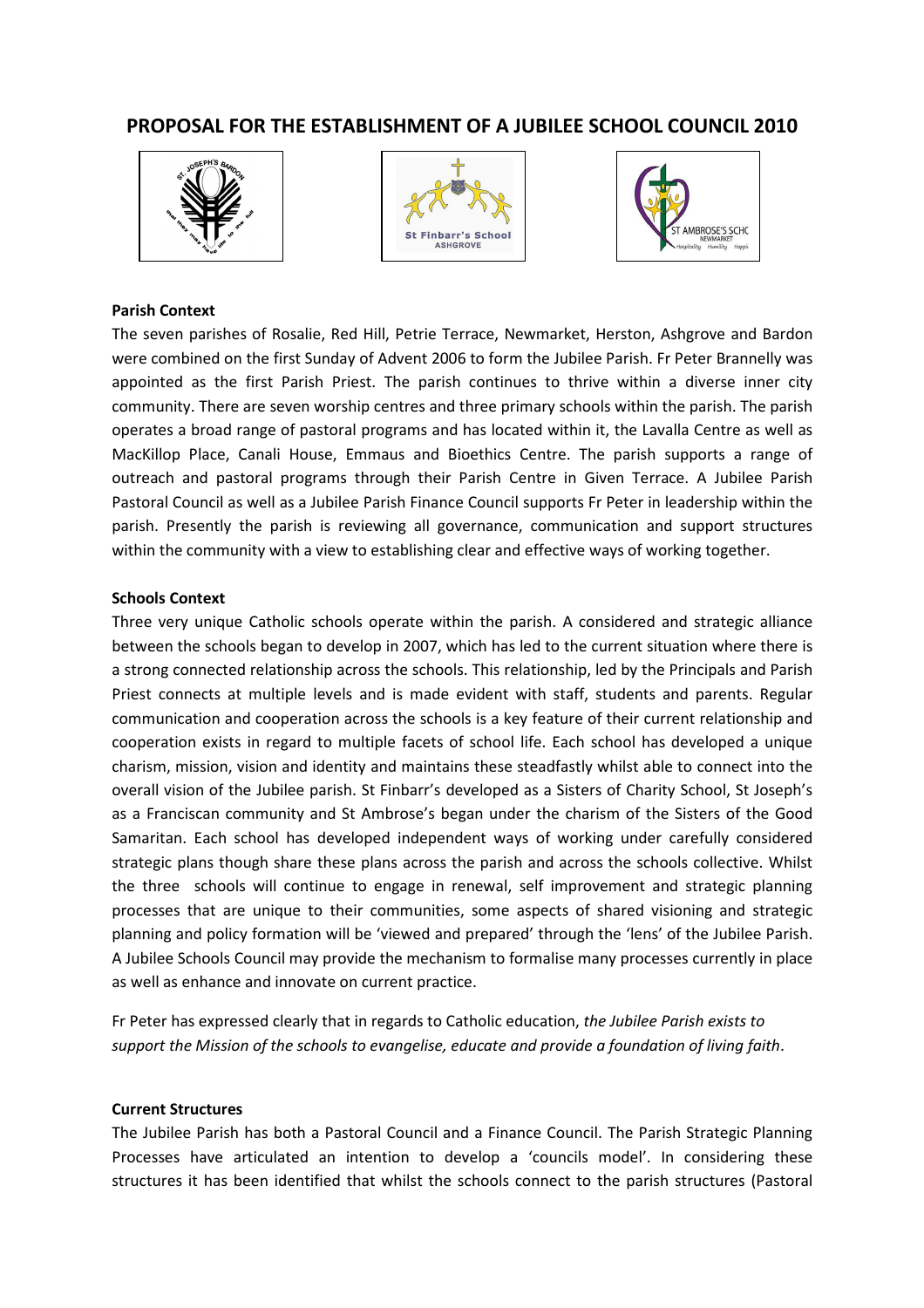# PROPOSAL FOR THE ESTABLISHMENT OF A JUBILEE SCHOOL COUNCIL 2010

### Parish Context

The seven parishes of Rosalie, Red Hill, Petrie Terrace, Newmarket, Herston, Ashgrove and Bardon were combined on the first Sunday of Advent 2006 to form the Jubilee Parish. Fr Peter Brannelly was appointed as the first Parish Priest. The parish continues to thrive within a diverse inner city community. There are seven worship centres and three primary schools within the parish. The parish operates a broad range of pastoral programs and has located within it, the Lavalla Centre as well as MacKillop Place, Canali House, Emmaus and Bioethics Centre. The parish supports a range of outreach and pastoral programs through their Parish Centre in Given Terrace. A Jubilee Parish Pastoral Council as well as a Jubilee Parish Finance Council supports Fr Peter in leadership within the parish. Presently the parish is reviewing all governance, communication and support structures within the community with a view to establishing clear and effective ways of working together.

### Schools Context

Three very unique Catholic schools operate within the parish. A considered and strategic alliance between the schools began to develop in 2007, which has led to the current situation where there is a strong connected relationship across the schools. This relationship, led by the Principals and Parish Priest connects at multiple levels and is made evident with staff, students and parents. Regular communication and cooperation across the schools is a key feature of their current relationship and cooperation exists in regard to multiple facets of school life. Each school has developed a unique charism, mission, vision and identity and maintains these steadfastly whilst able to connect into the overall vision of the Jubilee parish. St Finbarr's developed as a Sisters of Charity School, St Joseph's as a Franciscan community and St Ambrose's began under the charism of the Sisters of the Good Samaritan. Each school has developed independent ways of working under carefully considered strategic plans though share these plans across the parish and across the schools collective. Whilst the three schools will continue to engage in renewal, self improvement and strategic planning processes that are unique to their communities, some aspects of shared visioning and strategic planning and policy formation will be 'viewed and prepared' through the 'lens' of the Jubilee Parish. A Jubilee Schools Council may provide the mechanism to formalise many processes currently in place as well as enhance and innovate on current practice.

Fr Peter has expressed clearly that in regards to Catholic education, *the Jubilee Parish exists to support the Mission of the schools to evangelise, educate and provide a foundation of living faith*.

### Current Structures

The Jubilee Parish has both a Pastoral Council and a Finance Council. The Parish Strategic Planning Processes have articulated an intention to develop a 'councils model'. In considering these structures it has been identified that whilst the schools connect to the parish structures (Pastoral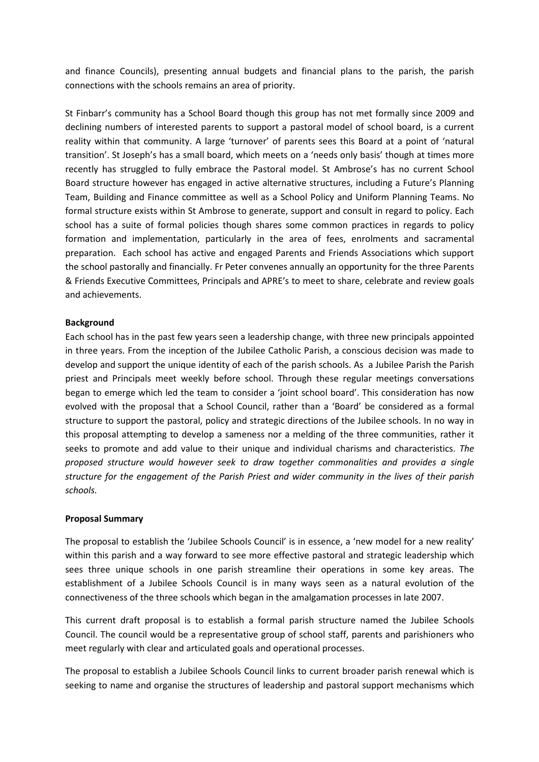and finance Councils), presenting annual budgets and financial plans to the parish, the parish connections with the schools remains an area of priority.

St Finbarr's community has a School Board though this group has not met formally since 2009 and declining numbers of interested parents to support a pastoral model of school board, is a current reality within that community. A large 'turnover' of parents sees this Board at a point of 'natural transition'. St Joseph's has a small board, which meets on a 'needs only basis' though at times more recently has struggled to fully embrace the Pastoral model. St Ambrose's has no current School Board structure however has engaged in active alternative structures, including a Future's Planning Team, Building and Finance committee as well as a School Policy and Uniform Planning Teams. No formal structure exists within St Ambrose to generate, support and consult in regard to policy. Each school has a suite of formal policies though shares some common practices in regards to policy formation and implementation, particularly in the area of fees, enrolments and sacramental preparation. Each school has active and engaged Parents and Friends Associations which support the school pastorally and financially. Fr Peter convenes annually an opportunity for the three Parents & Friends Executive Committees, Principals and APRE's to meet to share, celebrate and review goals and achievements.

**Background**

Each school has in the past few years seen a leadership change, with three new principals appointed in three years. From the inception of the Jubilee Catholic Parish, a conscious decision was made to develop and support the unique identity of each of the parish schools. As a Jubilee Parish the Parish priest and Principals meet weekly before school. Through these regular meetings conversations began to emerge which led the team to consider a 'joint school board'. This consideration has now evolved with the proposal that a School Council, rather than a 'Board' be considered as a formal structure to support the pastoral, policy and strategic directions of the Jubilee schools. In no way in this proposal attempting to develop a sameness nor a melding of the three communities, rather it seeks to promote and add value to their unique and individual charisms and characteristics. *The proposed structure would however seek to draw together commonalities and provides a single structure for the engagement of the Parish Priest and wider community in the lives of their parish schools.*

**Proposal Summary**

The proposal to establish the 'Jubilee Schools Council' is in essence, a 'new model for a new reality' within this parish and a way forward to see more effective pastoral and strategic leadership which sees three unique schools in one parish streamline their operations in some key areas. The establishment of a Jubilee Schools Council is in many ways seen as a natural evolution of the connectiveness of the three schools which began in the amalgamation processes in late 2007.

This current draft proposal is to establish a formal parish structure named the Jubilee Schools Council. The council would be a representative group of school staff, parents and parishioners who meet regularly with clear and articulated goals and operational processes.

The proposal to establish a Jubilee Schools Council links to current broader parish renewal which is seeking to name and organise the structures of leadership and pastoral support mechanisms which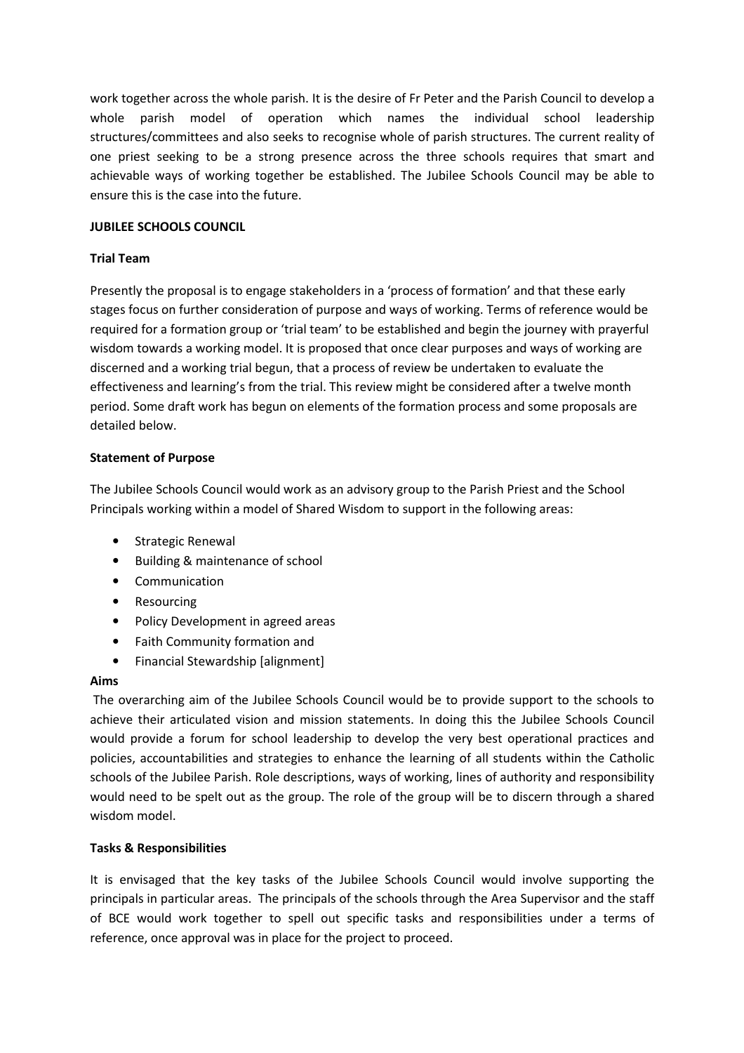work together across the whole parish. It is the desire of Fr Peter and the Parish Council to develop a whole parish model of operation which names the individual school leadership structures/committees and also seeks to recognise whole of parish structures. The current reality of one priest seeking to be a strong presence across the three schools requires that smart and achievable ways of working together be established. The Jubilee Schools Council may be able to ensure this is the case into the future.

**JUBILEE SCHOOLS COUNCIL**

**Trial Team**

Presently the proposal is to engage stakeholders in a 'process of formation' and that these early stages focus on further consideration of purpose and ways of working. Terms of reference would be required for a formation group or 'trial team' to be established and begin the journey with prayerful wisdom towards a working model. It is proposed that once clear purposes and ways of working are discerned and a working trial begun, that a process of review be undertaken to evaluate the effectiveness and learning's from the trial. This review might be considered after a twelve month period. Some draft work has begun on elements of the formation process and some proposals are detailed below.

**Statement of Purpose**

The Jubilee Schools Council would work as an advisory group to the Parish Priest and the School Principals working within a model of Shared Wisdom to support in the following areas:

- Strategic Renewal
- Building & maintenance of school
- Communication
- Resourcing
- Policy Development in agreed areas
- Faith Community formation and
- Financial Stewardship [alignment]

**Aims**

The overarching aim of the Jubilee Schools Council would be to provide support to the schools to achieve their articulated vision and mission statements. In doing this the Jubilee Schools Council would provide a forum for school leadership to develop the very best operational practices and policies, accountabilities and strategies to enhance the learning of all students within the Catholic schools of the Jubilee Parish. Role descriptions, ways of working, lines of authority and responsibility would need to be spelt out as the group. The role of the group will be to discern through a shared wisdom model.

**Tasks & Responsibilities**

It is envisaged that the key tasks of the Jubilee Schools Council would involve supporting the principals in particular areas. The principals of the schools through the Area Supervisor and the staff of BCE would work together to spell out specific tasks and responsibilities under a terms of reference, once approval was in place for the project to proceed.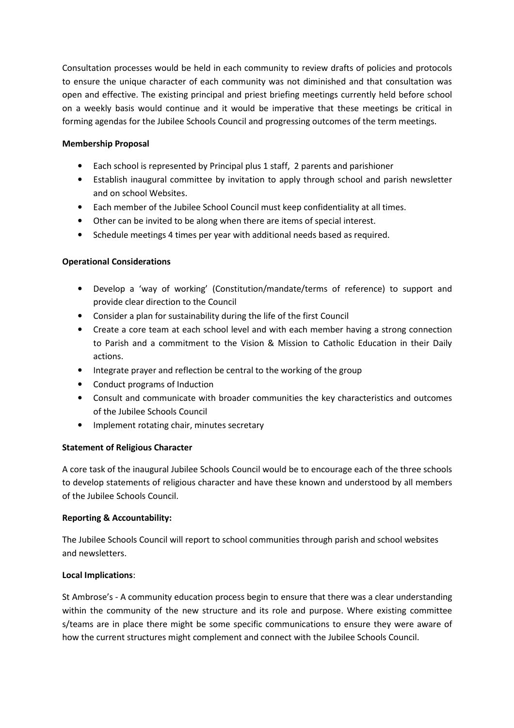Consultation processes would be held in each community to review drafts of policies and protocols to ensure the unique character of each community was not diminished and that consultation was open and effective. The existing principal and priest briefing meetings currently held before school on a weekly basis would continue and it would be imperative that these meetings be critical in forming agendas for the Jubilee Schools Council and progressing outcomes of the term meetings.

**Membership Proposal**

- Each school is represented by Principal plus 1 staff, 2 parents and parishioner
- Establish inaugural committee by invitation to apply through school and parish newsletter and on school Websites.
- Each member of the Jubilee School Council must keep confidentiality at all times.
- Other can be invited to be along when there are items of special interest.
- Schedule meetings 4 times per year with additional needs based as required.

**Operational Considerations**

- Develop a 'way of working' (Constitution/mandate/terms of reference) to support and provide clear direction to the Council
- Consider a plan for sustainability during the life of the first Council
- Create a core team at each school level and with each member having a strong connection to Parish and a commitment to the Vision & Mission to Catholic Education in their Daily actions.
- Integrate prayer and reflection be central to the working of the group
- Conduct programs of Induction
- Consult and communicate with broader communities the key characteristics and outcomes of the Jubilee Schools Council
- Implement rotating chair, minutes secretary

**Statement of Religious Character**

A core task of the inaugural Jubilee Schools Council would be to encourage each of the three schools to develop statements of religious character and have these known and understood by all members of the Jubilee Schools Council.

**Reporting & Accountability:**

The Jubilee Schools Council will report to school communities through parish and school websites and newsletters.

**Local Implications**:

St Ambrose's - A community education process begin to ensure that there was a clear understanding within the community of the new structure and its role and purpose. Where existing committee s/teams are in place there might be some specific communications to ensure they were aware of how the current structures might complement and connect with the Jubilee Schools Council.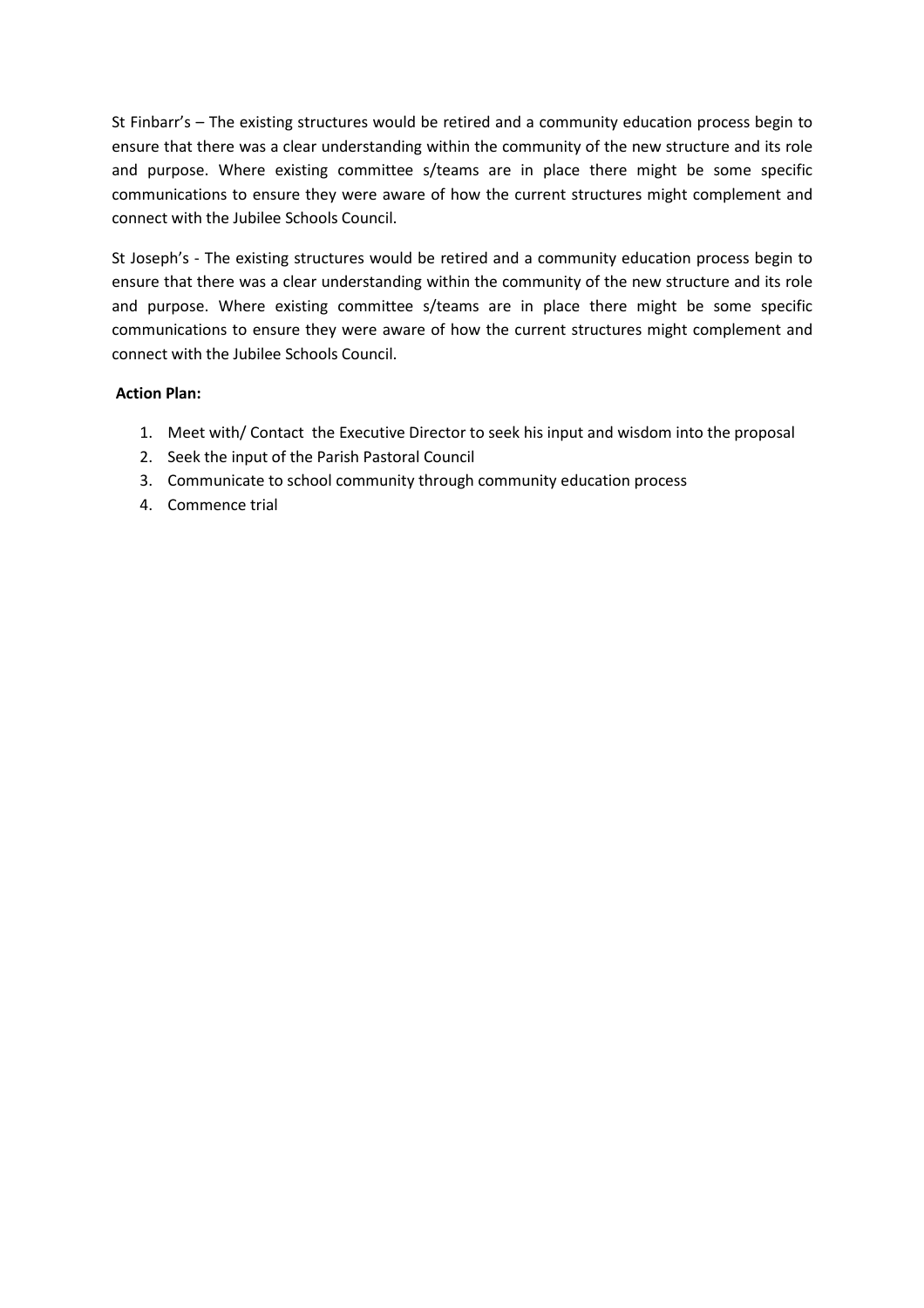St Finbarr's – The existing structures would be retired and a community education process begin to ensure that there was a clear understanding within the community of the new structure and its role and purpose. Where existing committee s/teams are in place there might be some specific communications to ensure they were aware of how the current structures might complement and connect with the Jubilee Schools Council.

St Joseph's - The existing structures would be retired and a community education process begin to ensure that there was a clear understanding within the community of the new structure and its role and purpose. Where existing committee s/teams are in place there might be some specific communications to ensure they were aware of how the current structures might complement and connect with the Jubilee Schools Council.

**Action Plan:**

1. Meet with/ Contact the Executive Director to seek his input and wisdom into the proposal
2. Seek the input of the Parish Pastoral Council
3. Communicate to school community through community education process
4. Commence trial